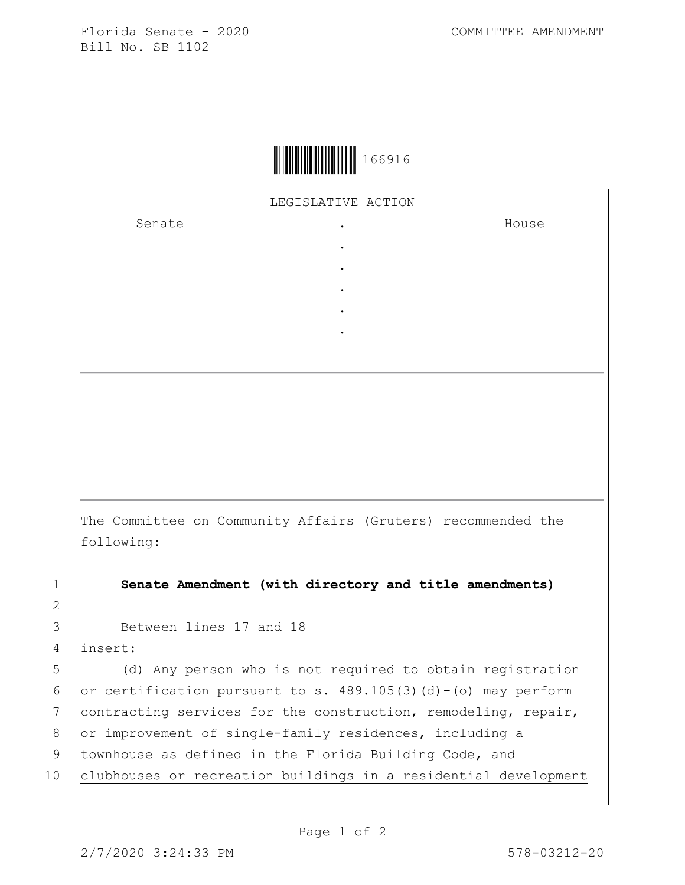Florida Senate - 2020
Bill No. SB 1102

COMMITTEE AMENDMENT

166916

LEGISLATIVE ACTION

| Senate | . | House |
|---|---|---|
| | . | |
| | . | |
| | . | |
| | . | |
| | . | |

---

The Committee on Community Affairs (Gruters) recommended the following:

1 **Senate Amendment (with directory and title amendments)**

2

3 Between lines 17 and 18

4 insert:

5 (d) Any person who is not required to obtain registration

6 or certification pursuant to s. 489.105(3)(d)-(o) may perform

7 contracting services for the construction, remodeling, repair,

8 or improvement of single-family residences, including a

9 townhouse as defined in the Florida Building Code, <u>and</u>

10 <u>clubhouses or recreation buildings in a residential development</u>

2/7/2020 3:24:33 PM

578-03212-20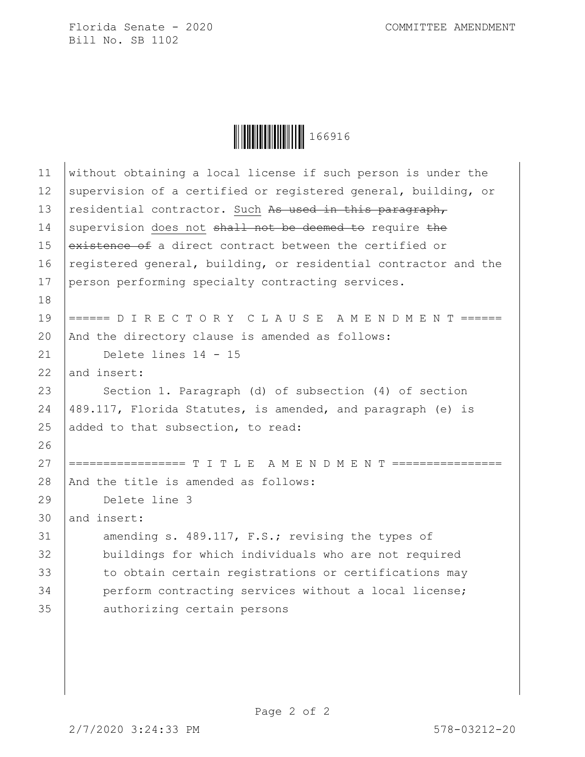without obtaining a local license if such person is under the supervision of a certified or registered general, building, or residential contractor. <u>Such</u> ~~As used in this paragraph,~~ supervision <u>does not</u> ~~shall not be deemed to~~ require ~~the existence of~~ a direct contract between the certified or registered general, building, or residential contractor and the person performing specialty contracting services.

====== D I R E C T O R Y C L A U S E A M E N D M E N T ======

And the directory clause is amended as follows:

Delete lines 14 - 15

and insert:

Section 1. Paragraph (d) of subsection (4) of section 489.117, Florida Statutes, is amended, and paragraph (e) is added to that subsection, to read:

================= T I T L E A M E N D M E N T ================

And the title is amended as follows:

Delete line 3

and insert:

amending s. 489.117, F.S.; revising the types of buildings for which individuals who are not required to obtain certain registrations or certifications may perform contracting services without a local license; authorizing certain persons